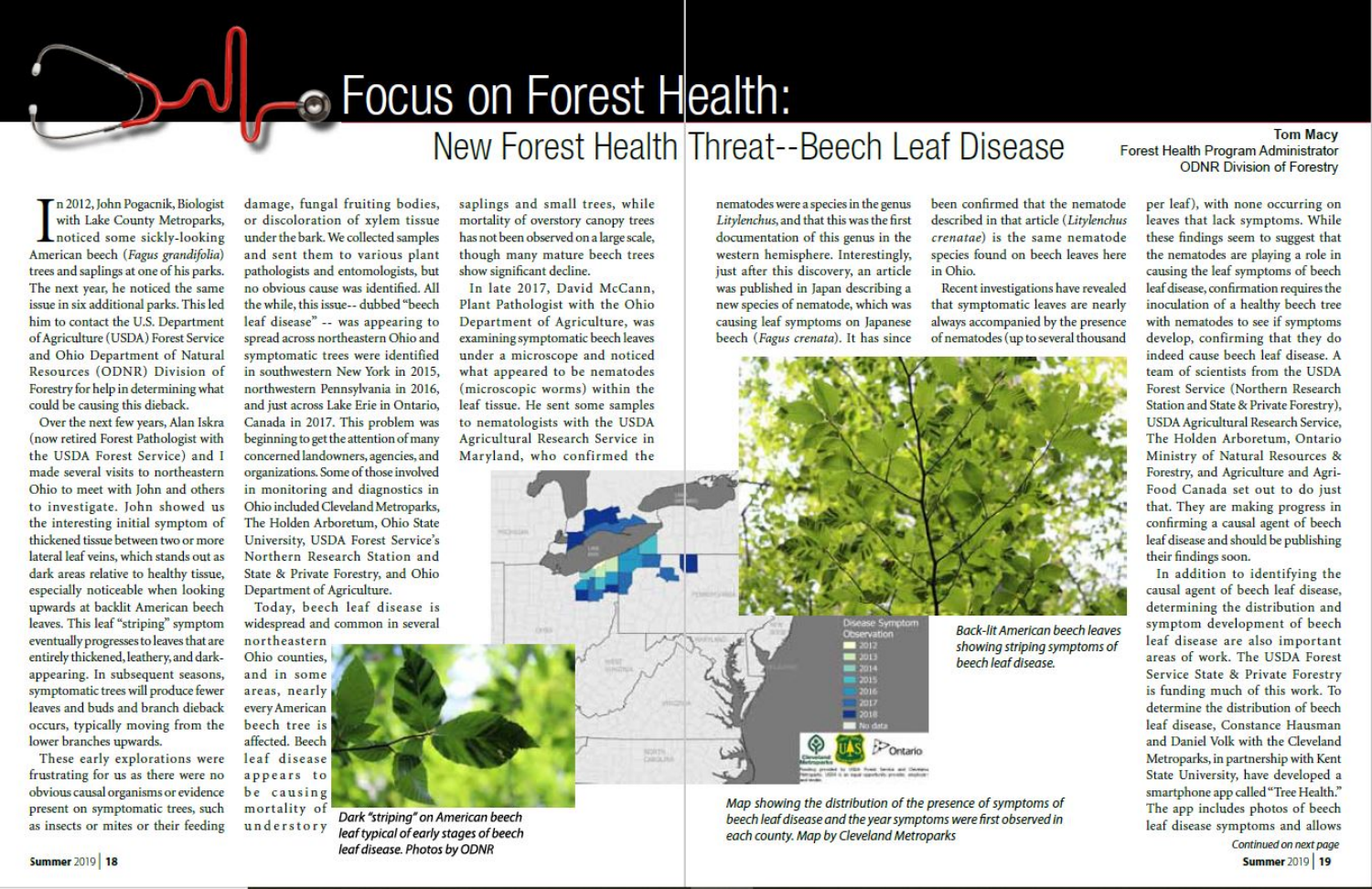# Focus on Forest Health:

## New Forest Health Threat--Beech Leaf Disease

**Tom Macy**
Forest Health Program Administrator
ODNR Division of Forestry

In 2012, John Pogacnik, Biologist with Lake County Metroparks, noticed some sickly-looking American beech (*Fagus grandifolia*) trees and saplings at one of his parks. The next year, he noticed the same issue in six additional parks. This led him to contact the U.S. Department of Agriculture (USDA) Forest Service and Ohio Department of Natural Resources (ODNR) Division of Forestry for help in determining what could be causing this dieback.

Over the next few years, Alan Iskra (now retired Forest Pathologist with the USDA Forest Service) and I made several visits to northeastern Ohio to meet with John and others to investigate. John showed us the interesting initial symptom of thickened tissue between two or more lateral leaf veins, which stands out as dark areas relative to healthy tissue, especially noticeable when looking upwards at backlit American beech leaves. This leaf "striping" symptom eventually progresses to leaves that are entirely thickened, leathery, and dark-appearing. In subsequent seasons, symptomatic trees will produce fewer leaves and buds and branch dieback occurs, typically moving from the lower branches upwards.

These early explorations were frustrating for us as there were no obvious causal organisms or evidence present on symptomatic trees, such as insects or mites or their feeding damage, fungal fruiting bodies, or discoloration of xylem tissue under the bark. We collected samples and sent them to various plant pathologists and entomologists, but no obvious cause was identified. All the while, this issue-- dubbed "beech leaf disease" -- was appearing to spread across northeastern Ohio and symptomatic trees were identified in southwestern New York in 2015, northwestern Pennsylvania in 2016, and just across Lake Erie in Ontario, Canada in 2017. This problem was beginning to get the attention of many concerned landowners, agencies, and organizations. Some of those involved in monitoring and diagnostics in Ohio included Cleveland Metroparks, The Holden Arboretum, Ohio State University, USDA Forest Service's Northern Research Station and State & Private Forestry, and Ohio Department of Agriculture.

Today, beech leaf disease is widespread and common in several northeastern Ohio counties, and in some areas, nearly every American beech tree is affected. Beech leaf disease appears to be causing mortality of understory saplings and small trees, while mortality of overstory canopy trees has not been observed on a large scale, though many mature beech trees show significant decline.

Dark "striping" on American beech leaf typical of early stages of beech leaf disease. Photos by ODNR

In late 2017, David McCann, Plant Pathologist with the Ohio Department of Agriculture, was examining symptomatic beech leaves under a microscope and noticed what appeared to be nematodes (microscopic worms) within the leaf tissue. He sent some samples to nematologists with the USDA Agricultural Research Service in Maryland, who confirmed the nematodes were a species in the genus *Litylenchus*, and that this was the first documentation of this genus in the western hemisphere. Interestingly, just after this discovery, an article was published in Japan describing a new species of nematode, which was causing leaf symptoms on Japanese beech (*Fagus crenata*). It has since been confirmed that the nematode described in that article (*Litylenchus crenatae*) is the same nematode species found on beech leaves here in Ohio.

Recent investigations have revealed that symptomatic leaves are nearly always accompanied by the presence of nematodes (up to several thousand per leaf), with none occurring on leaves that lack symptoms. While these findings seem to suggest that the nematodes are playing a role in causing the leaf symptoms of beech leaf disease, confirmation requires the inoculation of a healthy beech tree with nematodes to see if symptoms develop, confirming that they do indeed cause beech leaf disease. A team of scientists from the USDA Forest Service (Northern Research Station and State & Private Forestry), USDA Agricultural Research Service, The Holden Arboretum, Ontario Ministry of Natural Resources & Forestry, and Agriculture and Agri-Food Canada set out to do just that. They are making progress in confirming a causal agent of beech leaf disease and should be publishing their findings soon.

Back-lit American beech leaves showing striping symptoms of beech leaf disease.

Map showing the distribution of the presence of symptoms of beech leaf disease and the year symptoms were first observed in each county. Map by Cleveland Metroparks

In addition to identifying the causal agent of beech leaf disease, determining the distribution and symptom development of beech leaf disease are also important areas of work. The USDA Forest Service State & Private Forestry is funding much of this work. To determine the distribution of beech leaf disease, Constance Hausman and Daniel Volk with the Cleveland Metroparks, in partnership with Kent State University, have developed a smartphone app called "Tree Health." The app includes photos of beech leaf disease symptoms and allows

*Continued on next page*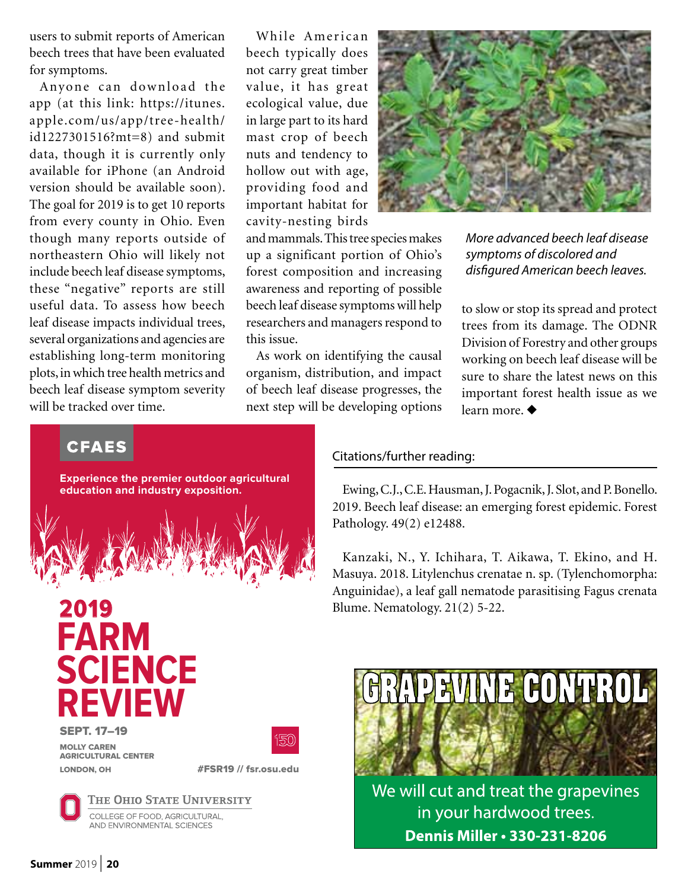users to submit reports of American beech trees that have been evaluated for symptoms.

Anyone can download the app (at this link: https://itunes.apple.com/us/app/tree-health/id1227301516?mt=8) and submit data, though it is currently only available for iPhone (an Android version should be available soon). The goal for 2019 is to get 10 reports from every county in Ohio. Even though many reports outside of northeastern Ohio will likely not include beech leaf disease symptoms, these "negative" reports are still useful data. To assess how beech leaf disease impacts individual trees, several organizations and agencies are establishing long-term monitoring plots, in which tree health metrics and beech leaf disease symptom severity will be tracked over time.

While American beech typically does not carry great timber value, it has great ecological value, due in large part to its hard mast crop of beech nuts and tendency to hollow out with age, providing food and important habitat for cavity-nesting birds and mammals. This tree species makes up a significant portion of Ohio's forest composition and increasing awareness and reporting of possible beech leaf disease symptoms will help researchers and managers respond to this issue.

As work on identifying the causal organism, distribution, and impact of beech leaf disease progresses, the next step will be developing options to slow or stop its spread and protect trees from its damage. The ODNR Division of Forestry and other groups working on beech leaf disease will be sure to share the latest news on this important forest health issue as we learn more. ◆

*More advanced beech leaf disease symptoms of discolored and disfigured American beech leaves.*

Citations/further reading:

Ewing, C.J., C.E. Hausman, J. Pogacnik, J. Slot, and P. Bonello. 2019. Beech leaf disease: an emerging forest epidemic. Forest Pathology. 49(2) e12488.

Kanzaki, N., Y. Ichihara, T. Aikawa, T. Ekino, and H. Masuya. 2018. Litylenchus crenatae n. sp. (Tylenchomorpha: Anguinidae), a leaf gall nematode parasitising Fagus crenata Blume. Nematology. 21(2) 5-22.

CFAES

Experience the premier outdoor agricultural education and industry exposition.

**2019 FARM SCIENCE REVIEW**

SEPT. 17–19

MOLLY CAREN AGRICULTURAL CENTER

LONDON, OH

150

#FSR19 // fsr.osu.edu

The Ohio State University

College of Food, Agricultural, and Environmental Sciences

**GRAPEVINE CONTROL**

We will cut and treat the grapevines in your hardwood trees.

**Dennis Miller • 330-231-8206**